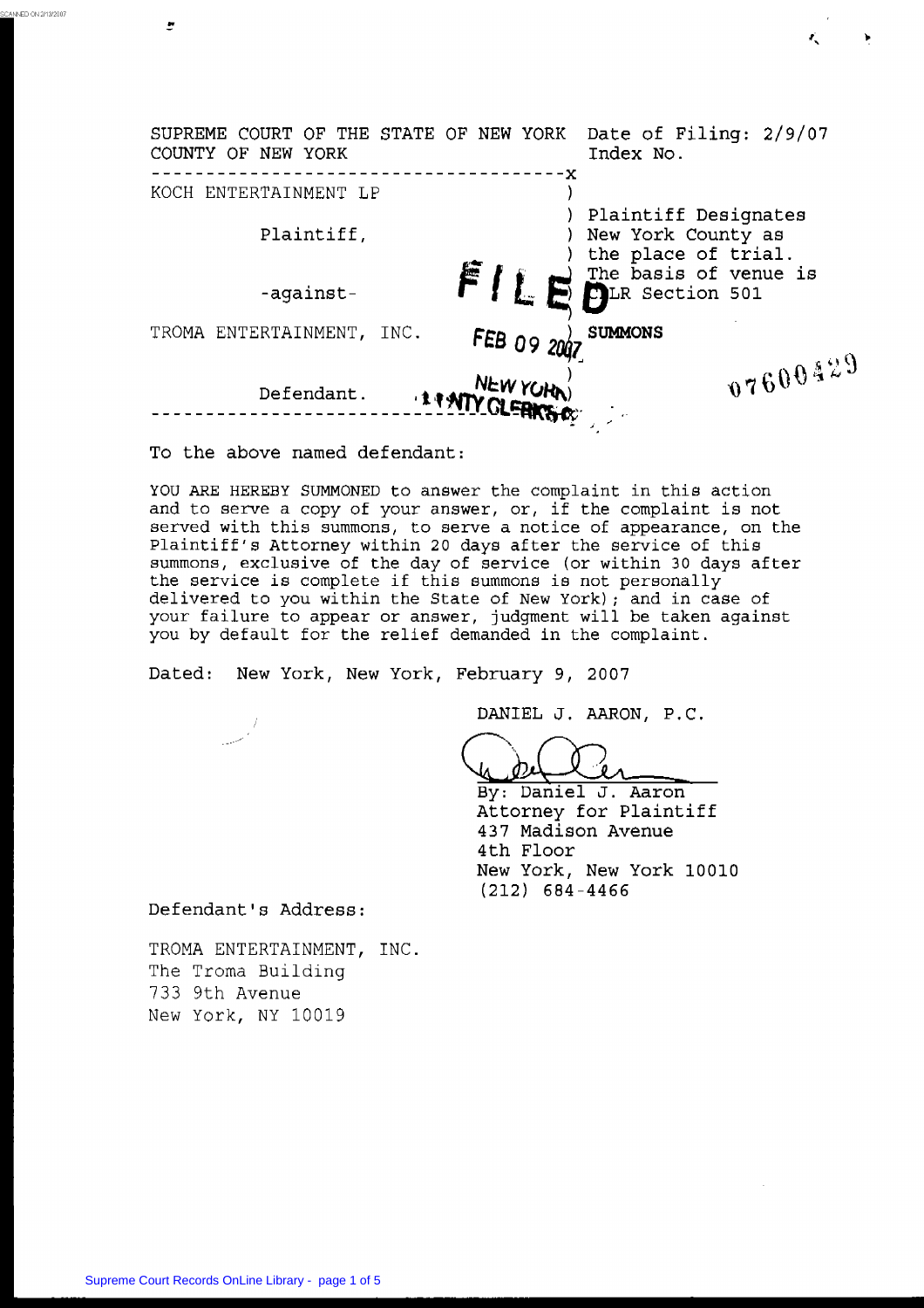SUPREME COURT OF THE STATE OF NEW YORK
COUNTY OF NEW YORK

Date of Filing: 2/9/07
Index No. 07600429

| | |
|---|---|
| KOCH ENTERTAINMENT LP | |
| Plaintiff, | Plaintiff Designates New York County as the place of trial. The basis of venue is CPLR Section 501 |
| -against- | |
| TROMA ENTERTAINMENT, INC. | **SUMMONS** |
| Defendant. | |

FILED
FEB 09 2007
NEW YORK
COUNTY CLERK'S OFFICE

To the above named defendant:

YOU ARE HEREBY SUMMONED to answer the complaint in this action and to serve a copy of your answer, or, if the complaint is not served with this summons, to serve a notice of appearance, on the Plaintiff's Attorney within 20 days after the service of this summons, exclusive of the day of service (or within 30 days after the service is complete if this summons is not personally delivered to you within the State of New York); and in case of your failure to appear or answer, judgment will be taken against you by default for the relief demanded in the complaint.

Dated: New York, New York, February 9, 2007

DANIEL J. AARON, P.C.

By: Daniel J. Aaron
Attorney for Plaintiff
437 Madison Avenue
4th Floor
New York, New York 10010
(212) 684-4466

Defendant's Address:

TROMA ENTERTAINMENT, INC.
The Troma Building
733 9th Avenue
New York, NY 10019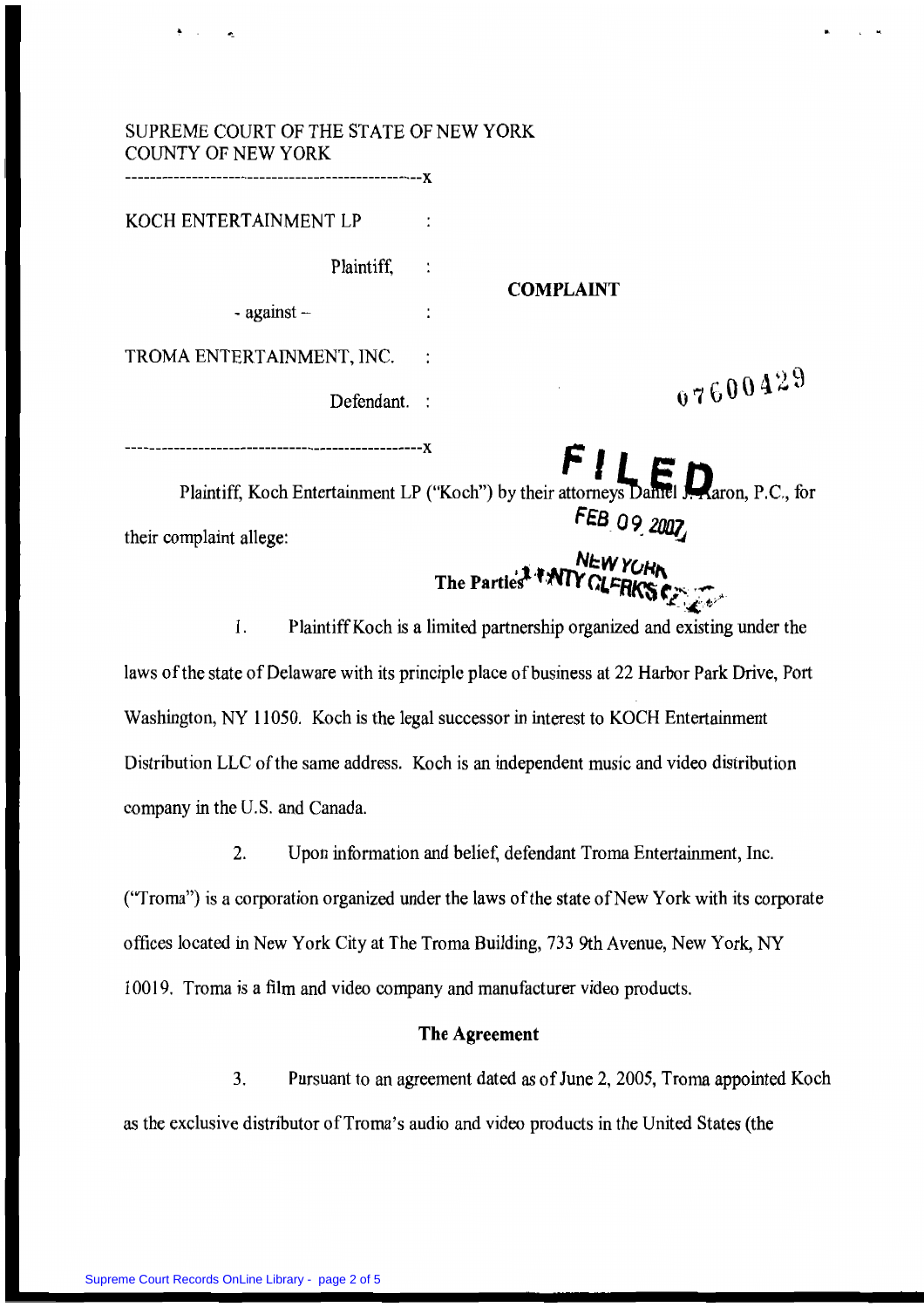SUPREME COURT OF THE STATE OF NEW YORK
COUNTY OF NEW YORK

---------------------------------------------------x

| | | |
|---|---|---|
| KOCH ENTERTAINMENT LP | : | |
| Plaintiff, | : | **COMPLAINT** |
| - against – | : | |
| TROMA ENTERTAINMENT, INC. | : | |
| Defendant. | : | 07600429 |

---------------------------------------------------x

FILED
FEB 09 2007
NEW YORK COUNTY CLERK'S OFFICE

Plaintiff, Koch Entertainment LP ("Koch") by their attorneys Daniel J. Aaron, P.C., for their complaint allege:

**The Parties**

1. Plaintiff Koch is a limited partnership organized and existing under the laws of the state of Delaware with its principle place of business at 22 Harbor Park Drive, Port Washington, NY 11050. Koch is the legal successor in interest to KOCH Entertainment Distribution LLC of the same address. Koch is an independent music and video distribution company in the U.S. and Canada.

2. Upon information and belief, defendant Troma Entertainment, Inc. ("Troma") is a corporation organized under the laws of the state of New York with its corporate offices located in New York City at The Troma Building, 733 9th Avenue, New York, NY 10019. Troma is a film and video company and manufacturer video products.

**The Agreement**

3. Pursuant to an agreement dated as of June 2, 2005, Troma appointed Koch as the exclusive distributor of Troma's audio and video products in the United States (the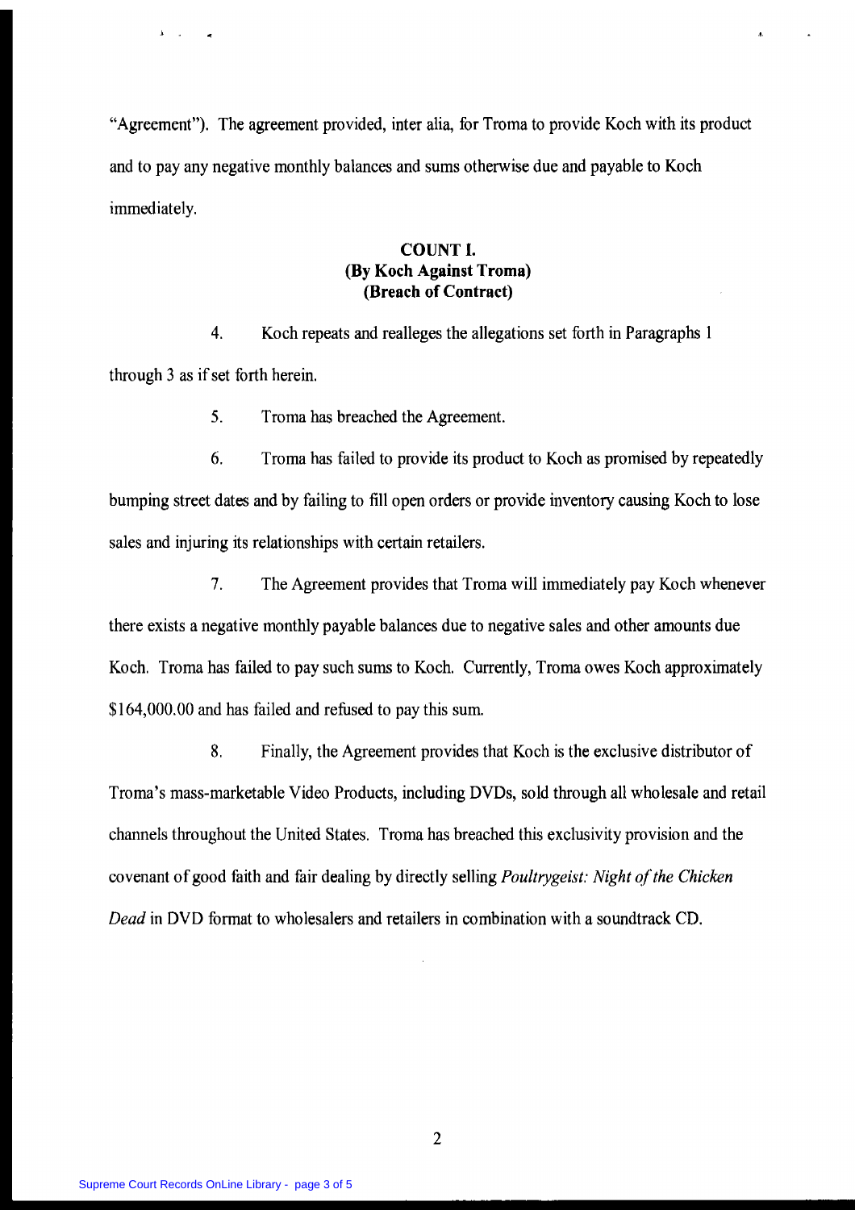"Agreement"). The agreement provided, inter alia, for Troma to provide Koch with its product and to pay any negative monthly balances and sums otherwise due and payable to Koch immediately.

**COUNT I.**
**(By Koch Against Troma)**
**(Breach of Contract)**

4. Koch repeats and realleges the allegations set forth in Paragraphs 1 through 3 as if set forth herein.

5. Troma has breached the Agreement.

6. Troma has failed to provide its product to Koch as promised by repeatedly bumping street dates and by failing to fill open orders or provide inventory causing Koch to lose sales and injuring its relationships with certain retailers.

7. The Agreement provides that Troma will immediately pay Koch whenever there exists a negative monthly payable balances due to negative sales and other amounts due Koch. Troma has failed to pay such sums to Koch. Currently, Troma owes Koch approximately $164,000.00 and has failed and refused to pay this sum.

8. Finally, the Agreement provides that Koch is the exclusive distributor of Troma's mass-marketable Video Products, including DVDs, sold through all wholesale and retail channels throughout the United States. Troma has breached this exclusivity provision and the covenant of good faith and fair dealing by directly selling *Poultrygeist: Night of the Chicken Dead* in DVD format to wholesalers and retailers in combination with a soundtrack CD.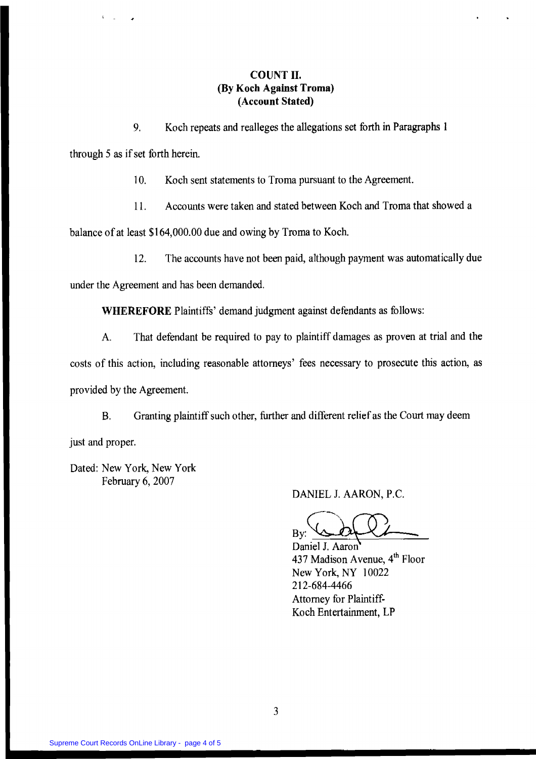**COUNT II.**
**(By Koch Against Troma)**
**(Account Stated)**

9. Koch repeats and realleges the allegations set forth in Paragraphs 1 through 5 as if set forth herein.

10. Koch sent statements to Troma pursuant to the Agreement.

11. Accounts were taken and stated between Koch and Troma that showed a balance of at least $164,000.00 due and owing by Troma to Koch.

12. The accounts have not been paid, although payment was automatically due under the Agreement and has been demanded.

**WHEREFORE** Plaintiffs' demand judgment against defendants as follows:

A. That defendant be required to pay to plaintiff damages as proven at trial and the costs of this action, including reasonable attorneys' fees necessary to prosecute this action, as provided by the Agreement.

B. Granting plaintiff such other, further and different relief as the Court may deem just and proper.

Dated: New York, New York
February 6, 2007

DANIEL J. AARON, P.C.

By: ______________________
Daniel J. Aaron
437 Madison Avenue, 4th Floor
New York, NY 10022
212-684-4466
Attorney for Plaintiff-
Koch Entertainment, LP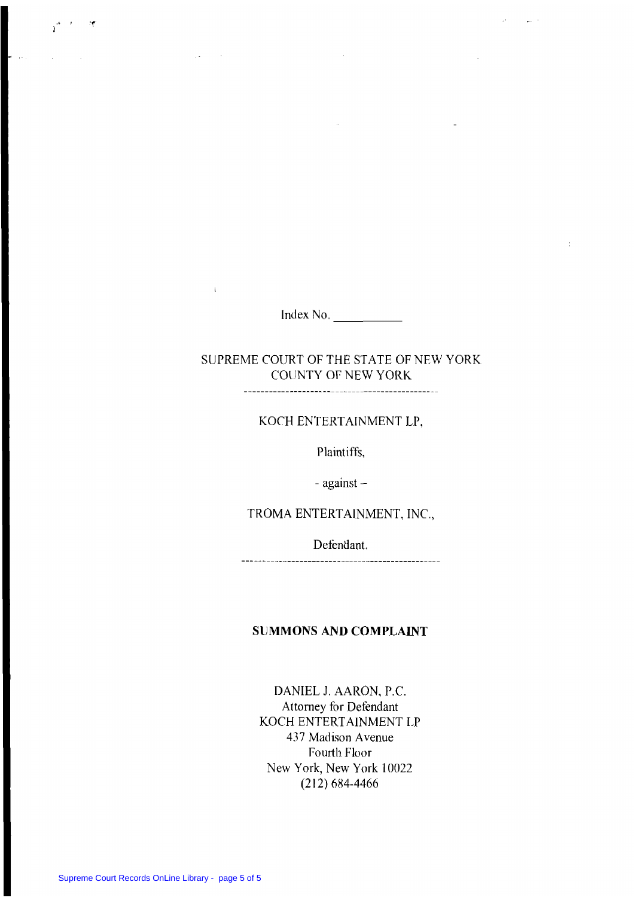Index No. ___________

SUPREME COURT OF THE STATE OF NEW YORK
COUNTY OF NEW YORK

---

KOCH ENTERTAINMENT LP,

Plaintiffs,

- against –

TROMA ENTERTAINMENT, INC.,

Defendant.

---

**SUMMONS AND COMPLAINT**

DANIEL J. AARON, P.C.
Attorney for Defendant
KOCH ENTERTAINMENT LP
437 Madison Avenue
Fourth Floor
New York, New York 10022
(212) 684-4466